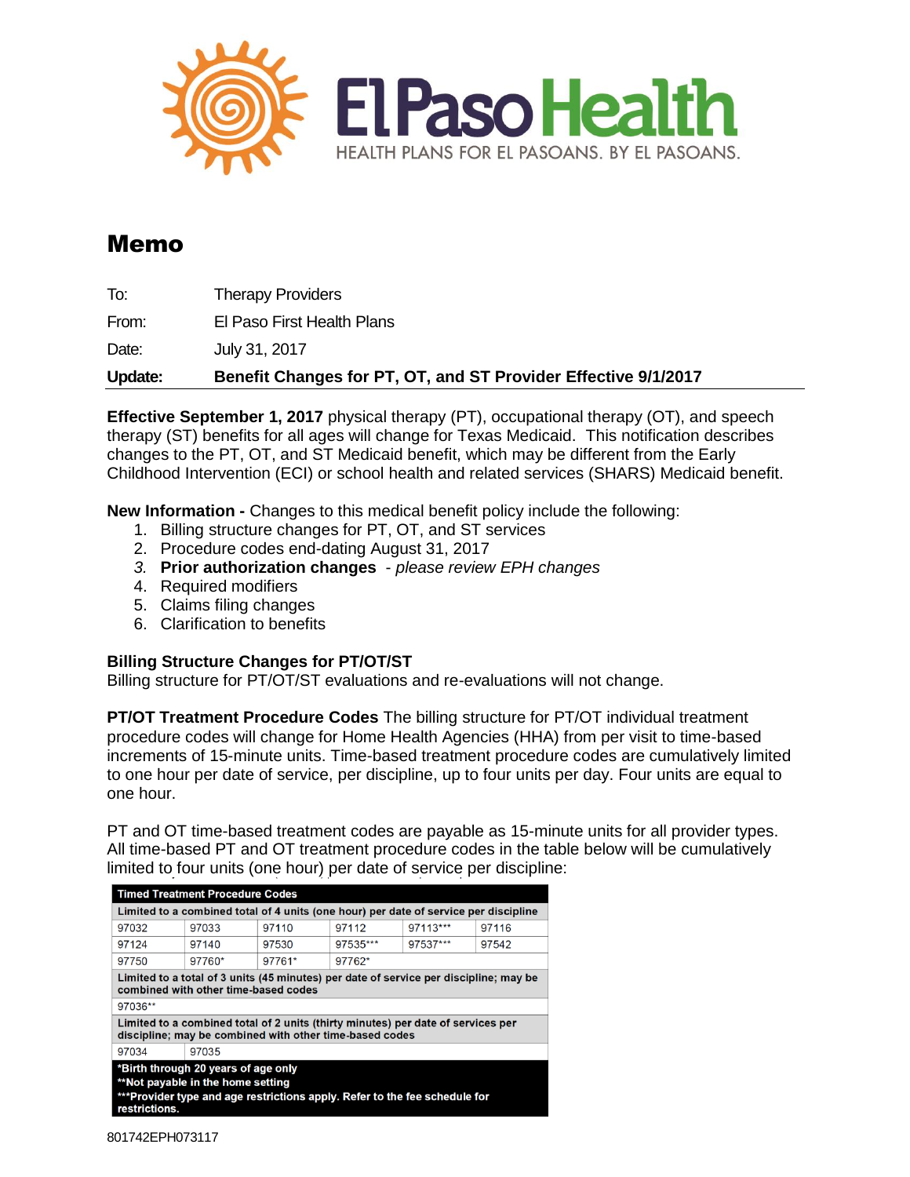# Memo

| | |
|---|---|
| To: | Therapy Providers |
| From: | El Paso First Health Plans |
| Date: | July 31, 2017 |
| **Update:** | **Benefit Changes for PT, OT, and ST Provider Effective 9/1/2017** |

**Effective September 1, 2017** physical therapy (PT), occupational therapy (OT), and speech therapy (ST) benefits for all ages will change for Texas Medicaid. This notification describes changes to the PT, OT, and ST Medicaid benefit, which may be different from the Early Childhood Intervention (ECI) or school health and related services (SHARS) Medicaid benefit.

**New Information -** Changes to this medical benefit policy include the following:

1. Billing structure changes for PT, OT, and ST services
2. Procedure codes end-dating August 31, 2017
3. **Prior authorization changes** - *please review EPH changes*
4. Required modifiers
5. Claims filing changes
6. Clarification to benefits

**Billing Structure Changes for PT/OT/ST**
Billing structure for PT/OT/ST evaluations and re-evaluations will not change.

**PT/OT Treatment Procedure Codes** The billing structure for PT/OT individual treatment procedure codes will change for Home Health Agencies (HHA) from per visit to time-based increments of 15-minute units. Time-based treatment procedure codes are cumulatively limited to one hour per date of service, per discipline, up to four units per day. Four units are equal to one hour.

PT and OT time-based treatment codes are payable as 15-minute units for all provider types. All time-based PT and OT treatment procedure codes in the table below will be cumulatively limited to four units (one hour) per date of service per discipline:

| **Timed Treatment Procedure Codes** | | | | | |
|---|---|---|---|---|---|
| **Limited to a combined total of 4 units (one hour) per date of service per discipline** | | | | | |
| 97032 | 97033 | 97110 | 97112 | 97113*** | 97116 |
| 97124 | 97140 | 97530 | 97535*** | 97537*** | 97542 |
| 97750 | 97760* | 97761* | 97762* | | |
| **Limited to a total of 3 units (45 minutes) per date of service per discipline; may be combined with other time-based codes** | | | | | |
| 97036** | | | | | |
| **Limited to a combined total of 2 units (thirty minutes) per date of services per discipline; may be combined with other time-based codes** | | | | | |
| 97034 | 97035 | | | | |
| ***Birth through 20 years of age only**<br>****Not payable in the home setting**<br>*****Provider type and age restrictions apply. Refer to the fee schedule for restrictions.** | | | | | |

801742EPH073117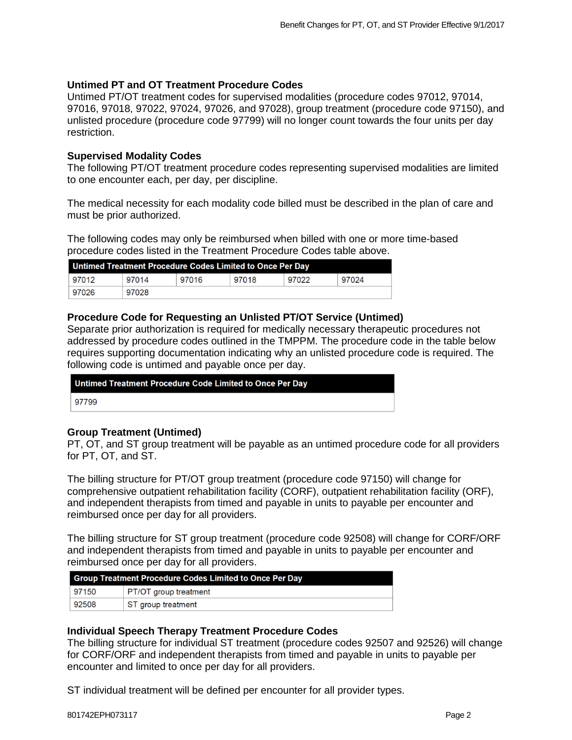### Untimed PT and OT Treatment Procedure Codes

Untimed PT/OT treatment codes for supervised modalities (procedure codes 97012, 97014, 97016, 97018, 97022, 97024, 97026, and 97028), group treatment (procedure code 97150), and unlisted procedure (procedure code 97799) will no longer count towards the four units per day restriction.

### Supervised Modality Codes

The following PT/OT treatment procedure codes representing supervised modalities are limited to one encounter each, per day, per discipline.

The medical necessity for each modality code billed must be described in the plan of care and must be prior authorized.

The following codes may only be reimbursed when billed with one or more time-based procedure codes listed in the Treatment Procedure Codes table above.

| Untimed Treatment Procedure Codes Limited to Once Per Day | | | | | |
|---|---|---|---|---|---|
| 97012 | 97014 | 97016 | 97018 | 97022 | 97024 |
| 97026 | 97028 | | | | |

### Procedure Code for Requesting an Unlisted PT/OT Service (Untimed)

Separate prior authorization is required for medically necessary therapeutic procedures not addressed by procedure codes outlined in the TMPPM. The procedure code in the table below requires supporting documentation indicating why an unlisted procedure code is required. The following code is untimed and payable once per day.

| Untimed Treatment Procedure Code Limited to Once Per Day |
|---|
| 97799 |

### Group Treatment (Untimed)

PT, OT, and ST group treatment will be payable as an untimed procedure code for all providers for PT, OT, and ST.

The billing structure for PT/OT group treatment (procedure code 97150) will change for comprehensive outpatient rehabilitation facility (CORF), outpatient rehabilitation facility (ORF), and independent therapists from timed and payable in units to payable per encounter and reimbursed once per day for all providers.

The billing structure for ST group treatment (procedure code 92508) will change for CORF/ORF and independent therapists from timed and payable in units to payable per encounter and reimbursed once per day for all providers.

| Group Treatment Procedure Codes Limited to Once Per Day | |
|---|---|
| 97150 | PT/OT group treatment |
| 92508 | ST group treatment |

### Individual Speech Therapy Treatment Procedure Codes

The billing structure for individual ST treatment (procedure codes 92507 and 92526) will change for CORF/ORF and independent therapists from timed and payable in units to payable per encounter and limited to once per day for all providers.

ST individual treatment will be defined per encounter for all provider types.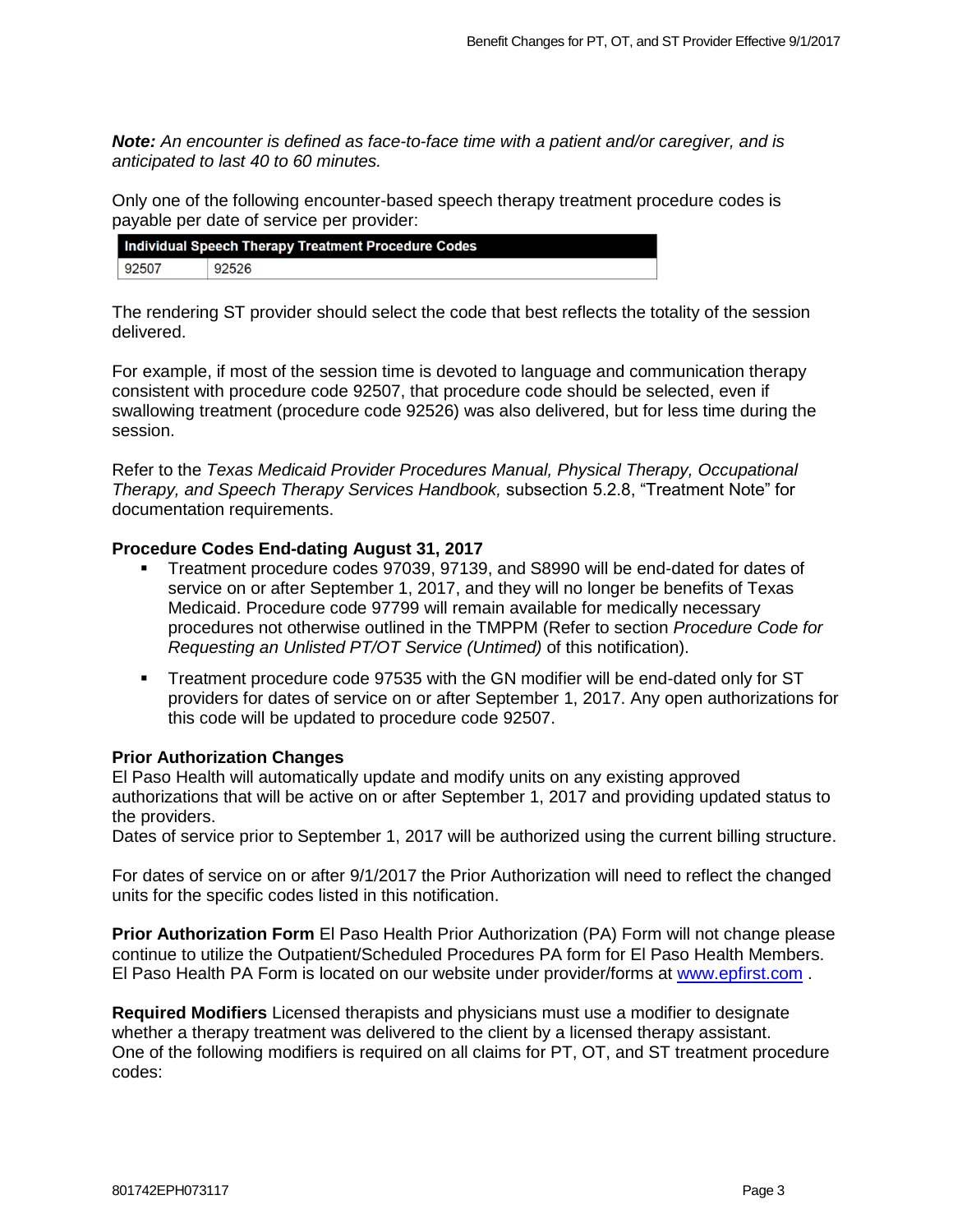***Note:*** *An encounter is defined as face-to-face time with a patient and/or caregiver, and is anticipated to last 40 to 60 minutes.*

Only one of the following encounter-based speech therapy treatment procedure codes is payable per date of service per provider:

| Individual Speech Therapy Treatment Procedure Codes | |
|---|---|
| 92507 | 92526 |

The rendering ST provider should select the code that best reflects the totality of the session delivered.

For example, if most of the session time is devoted to language and communication therapy consistent with procedure code 92507, that procedure code should be selected, even if swallowing treatment (procedure code 92526) was also delivered, but for less time during the session.

Refer to the *Texas Medicaid Provider Procedures Manual, Physical Therapy, Occupational Therapy, and Speech Therapy Services Handbook,* subsection 5.2.8, "Treatment Note" for documentation requirements.

**Procedure Codes End-dating August 31, 2017**

- Treatment procedure codes 97039, 97139, and S8990 will be end-dated for dates of service on or after September 1, 2017, and they will no longer be benefits of Texas Medicaid. Procedure code 97799 will remain available for medically necessary procedures not otherwise outlined in the TMPPM (Refer to section *Procedure Code for Requesting an Unlisted PT/OT Service (Untimed)* of this notification).
- Treatment procedure code 97535 with the GN modifier will be end-dated only for ST providers for dates of service on or after September 1, 2017. Any open authorizations for this code will be updated to procedure code 92507.

**Prior Authorization Changes**

El Paso Health will automatically update and modify units on any existing approved authorizations that will be active on or after September 1, 2017 and providing updated status to the providers.

Dates of service prior to September 1, 2017 will be authorized using the current billing structure.

For dates of service on or after 9/1/2017 the Prior Authorization will need to reflect the changed units for the specific codes listed in this notification.

**Prior Authorization Form** El Paso Health Prior Authorization (PA) Form will not change please continue to utilize the Outpatient/Scheduled Procedures PA form for El Paso Health Members. El Paso Health PA Form is located on our website under provider/forms at www.epfirst.com .

**Required Modifiers** Licensed therapists and physicians must use a modifier to designate whether a therapy treatment was delivered to the client by a licensed therapy assistant. One of the following modifiers is required on all claims for PT, OT, and ST treatment procedure codes: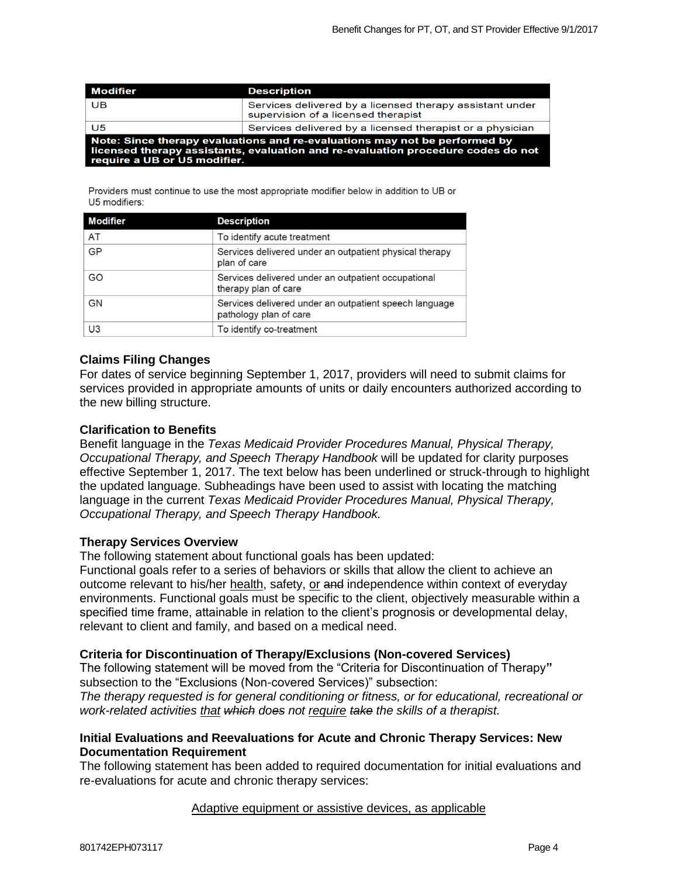| Modifier | Description |
|---|---|
| UB | Services delivered by a licensed therapy assistant under supervision of a licensed therapist |
| U5 | Services delivered by a licensed therapist or a physician |
| **Note: Since therapy evaluations and re-evaluations may not be performed by licensed therapy assistants, evaluation and re-evaluation procedure codes do not require a UB or U5 modifier.** | |

Providers must continue to use the most appropriate modifier below in addition to UB or U5 modifiers:

| Modifier | Description |
|---|---|
| AT | To identify acute treatment |
| GP | Services delivered under an outpatient physical therapy plan of care |
| GO | Services delivered under an outpatient occupational therapy plan of care |
| GN | Services delivered under an outpatient speech language pathology plan of care |
| U3 | To identify co-treatment |

### Claims Filing Changes

For dates of service beginning September 1, 2017, providers will need to submit claims for services provided in appropriate amounts of units or daily encounters authorized according to the new billing structure.

### Clarification to Benefits

Benefit language in the *Texas Medicaid Provider Procedures Manual, Physical Therapy, Occupational Therapy, and Speech Therapy Handbook* will be updated for clarity purposes effective September 1, 2017. The text below has been underlined or struck-through to highlight the updated language. Subheadings have been used to assist with locating the matching language in the current *Texas Medicaid Provider Procedures Manual, Physical Therapy, Occupational Therapy, and Speech Therapy Handbook.*

### Therapy Services Overview

The following statement about functional goals has been updated:

Functional goals refer to a series of behaviors or skills that allow the client to achieve an outcome relevant to his/her <u>health</u>, safety, <u>or</u> ~~and~~ independence within context of everyday environments. Functional goals must be specific to the client, objectively measurable within a specified time frame, attainable in relation to the client's prognosis or developmental delay, relevant to client and family, and based on a medical need.

### Criteria for Discontinuation of Therapy/Exclusions (Non-covered Services)

The following statement will be moved from the "Criteria for Discontinuation of Therapy" subsection to the "Exclusions (Non-covered Services)" subsection:

*The therapy requested is for general conditioning or fitness, or for educational, recreational or work-related activities <u>that</u> ~~which~~ do~~es~~ not <u>require</u> ~~take~~ the skills of a therapist.*

### Initial Evaluations and Reevaluations for Acute and Chronic Therapy Services: New Documentation Requirement

The following statement has been added to required documentation for initial evaluations and re-evaluations for acute and chronic therapy services:

<u>Adaptive equipment or assistive devices, as applicable</u>

801742EPH073117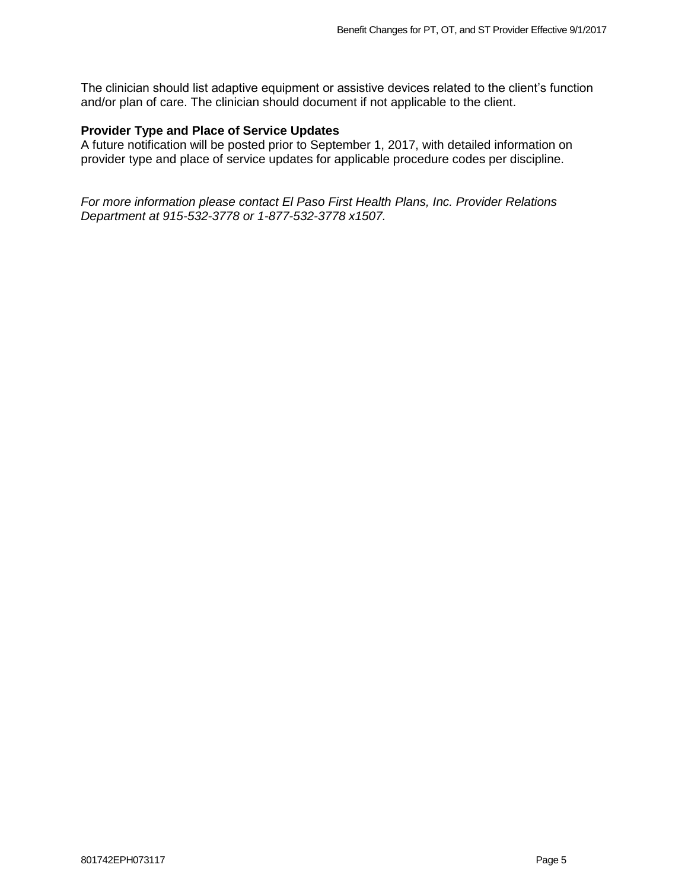The clinician should list adaptive equipment or assistive devices related to the client's function and/or plan of care. The clinician should document if not applicable to the client.

**Provider Type and Place of Service Updates**

A future notification will be posted prior to September 1, 2017, with detailed information on provider type and place of service updates for applicable procedure codes per discipline.

*For more information please contact El Paso First Health Plans, Inc. Provider Relations Department at 915-532-3778 or 1-877-532-3778 x1507.*